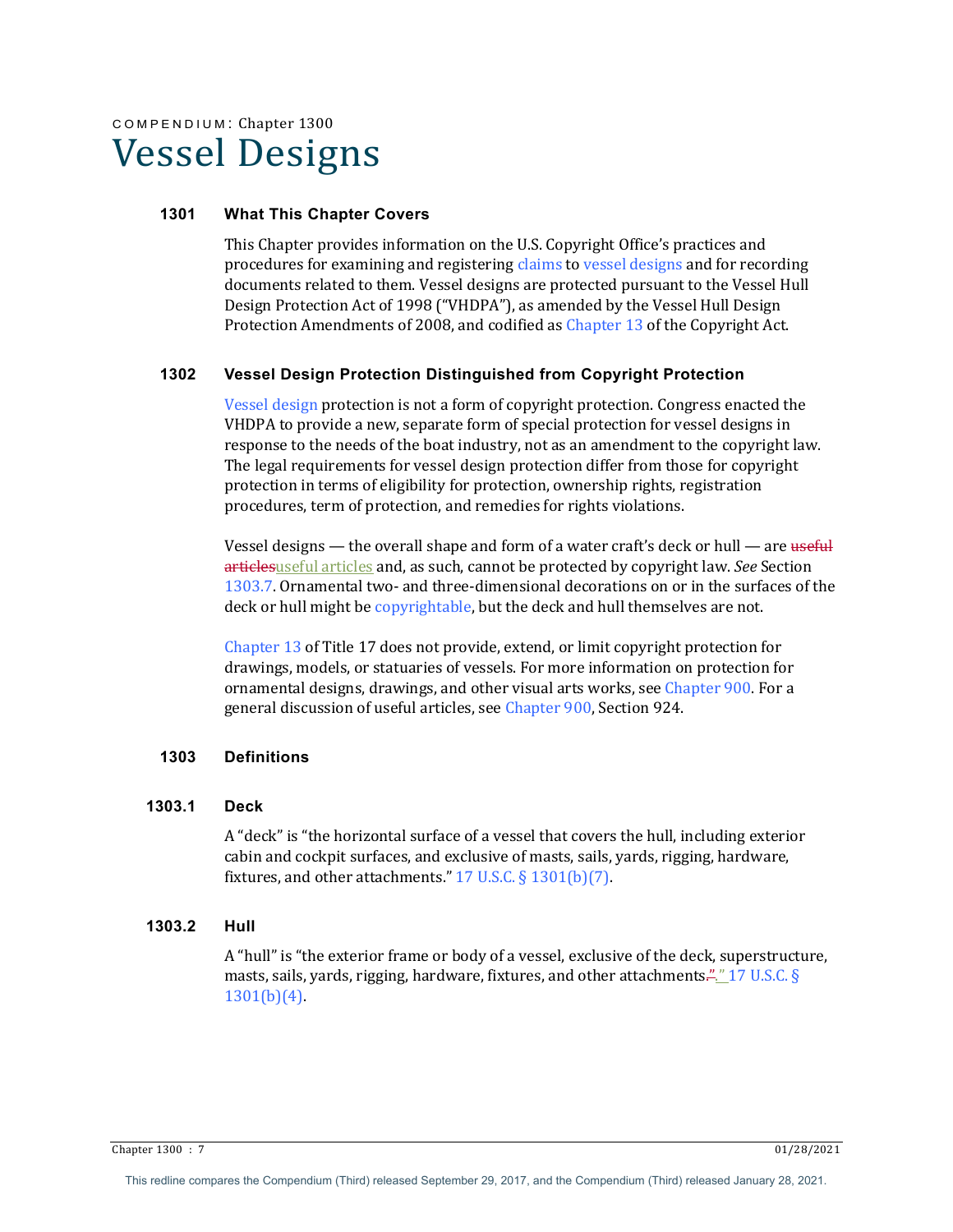COMPENDIUM: Chapter 1300

# Vessel Designs

## 1301 What This Chapter Covers

This Chapter provides information on the U.S. Copyright Office's practices and procedures for examining and registering claims to vessel designs and for recording documents related to them. Vessel designs are protected pursuant to the Vessel Hull Design Protection Act of 1998 ("VHDPA"), as amended by the Vessel Hull Design Protection Amendments of 2008, and codified as Chapter 13 of the Copyright Act.

## 1302 Vessel Design Protection Distinguished from Copyright Protection

Vessel design protection is not a form of copyright protection. Congress enacted the VHDPA to provide a new, separate form of special protection for vessel designs in response to the needs of the boat industry, not as an amendment to the copyright law. The legal requirements for vessel design protection differ from those for copyright protection in terms of eligibility for protection, ownership rights, registration procedures, term of protection, and remedies for rights violations.

Vessel designs — the overall shape and form of a water craft's deck or hull — are ~~useful articles~~useful articles and, as such, cannot be protected by copyright law. *See* Section 1303.7. Ornamental two- and three-dimensional decorations on or in the surfaces of the deck or hull might be copyrightable, but the deck and hull themselves are not.

Chapter 13 of Title 17 does not provide, extend, or limit copyright protection for drawings, models, or statuaries of vessels. For more information on protection for ornamental designs, drawings, and other visual arts works, see Chapter 900. For a general discussion of useful articles, see Chapter 900, Section 924.

## 1303 Definitions

### 1303.1 Deck

A "deck" is "the horizontal surface of a vessel that covers the hull, including exterior cabin and cockpit surfaces, and exclusive of masts, sails, yards, rigging, hardware, fixtures, and other attachments." 17 U.S.C. § 1301(b)(7).

### 1303.2 Hull

A "hull" is "the exterior frame or body of a vessel, exclusive of the deck, superstructure, masts, sails, yards, rigging, hardware, fixtures, and other attachments." 17 U.S.C. § 1301(b)(4).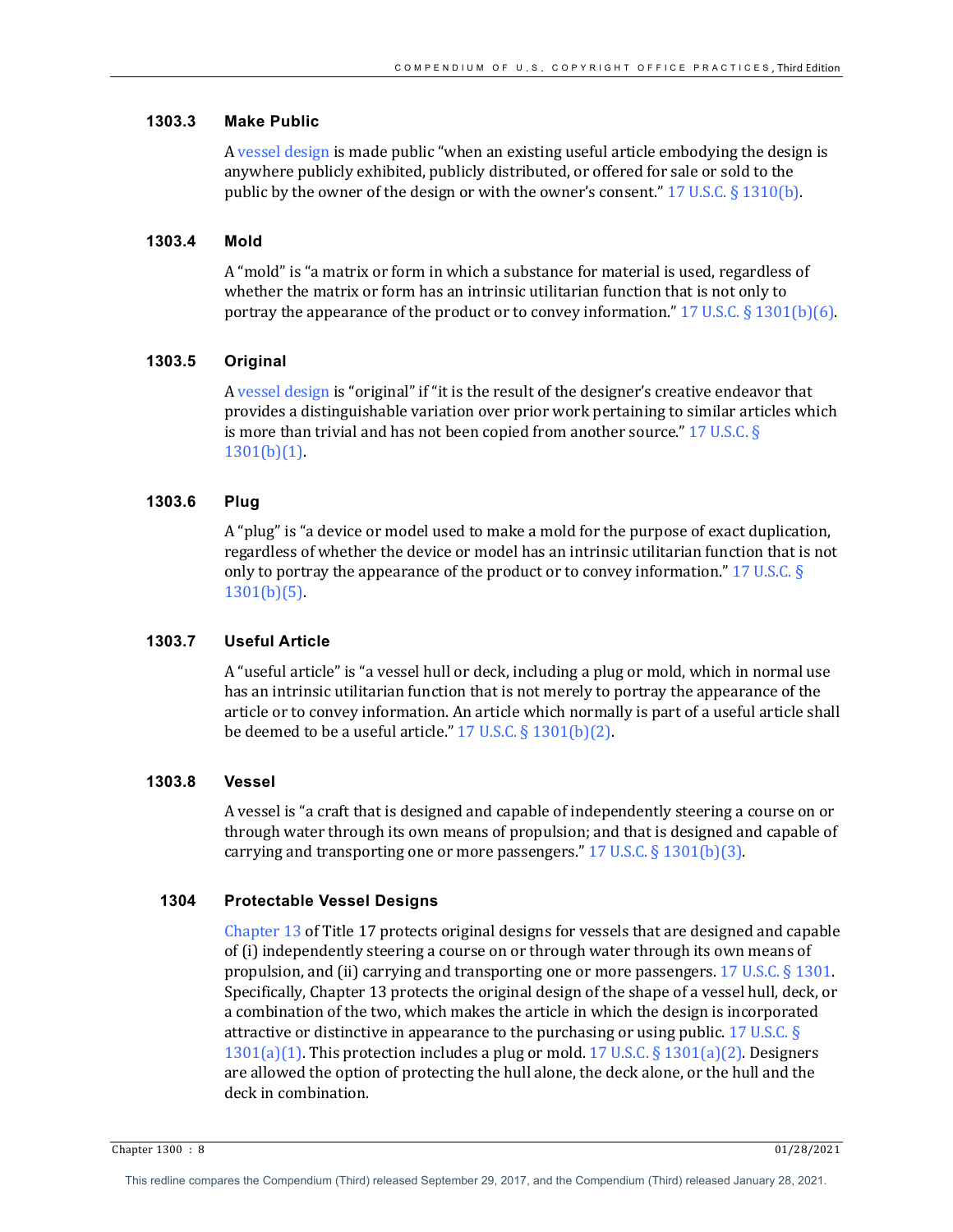### 1303.3 Make Public

A vessel design is made public "when an existing useful article embodying the design is anywhere publicly exhibited, publicly distributed, or offered for sale or sold to the public by the owner of the design or with the owner's consent." 17 U.S.C. § 1310(b).

### 1303.4 Mold

A "mold" is "a matrix or form in which a substance for material is used, regardless of whether the matrix or form has an intrinsic utilitarian function that is not only to portray the appearance of the product or to convey information." 17 U.S.C. § 1301(b)(6).

### 1303.5 Original

A vessel design is "original" if "it is the result of the designer's creative endeavor that provides a distinguishable variation over prior work pertaining to similar articles which is more than trivial and has not been copied from another source." 17 U.S.C. § 1301(b)(1).

### 1303.6 Plug

A "plug" is "a device or model used to make a mold for the purpose of exact duplication, regardless of whether the device or model has an intrinsic utilitarian function that is not only to portray the appearance of the product or to convey information." 17 U.S.C. § 1301(b)(5).

### 1303.7 Useful Article

A "useful article" is "a vessel hull or deck, including a plug or mold, which in normal use has an intrinsic utilitarian function that is not merely to portray the appearance of the article or to convey information. An article which normally is part of a useful article shall be deemed to be a useful article." 17 U.S.C. § 1301(b)(2).

### 1303.8 Vessel

A vessel is "a craft that is designed and capable of independently steering a course on or through water through its own means of propulsion; and that is designed and capable of carrying and transporting one or more passengers." 17 U.S.C. § 1301(b)(3).

## 1304 Protectable Vessel Designs

Chapter 13 of Title 17 protects original designs for vessels that are designed and capable of (i) independently steering a course on or through water through its own means of propulsion, and (ii) carrying and transporting one or more passengers. 17 U.S.C. § 1301. Specifically, Chapter 13 protects the original design of the shape of a vessel hull, deck, or a combination of the two, which makes the article in which the design is incorporated attractive or distinctive in appearance to the purchasing or using public. 17 U.S.C. § 1301(a)(1). This protection includes a plug or mold. 17 U.S.C. § 1301(a)(2). Designers are allowed the option of protecting the hull alone, the deck alone, or the hull and the deck in combination.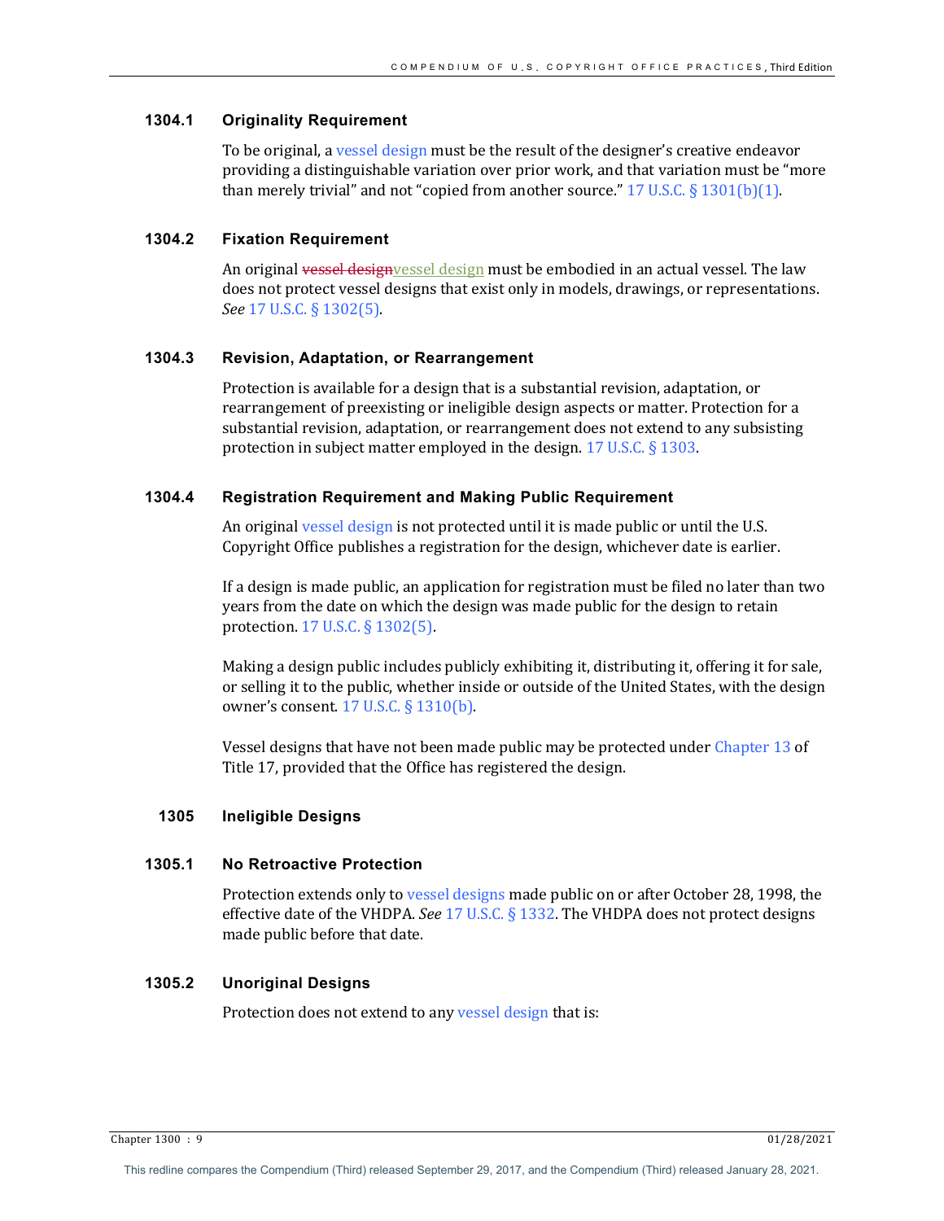### 1304.1 Originality Requirement

To be original, a vessel design must be the result of the designer's creative endeavor providing a distinguishable variation over prior work, and that variation must be "more than merely trivial" and not "copied from another source." 17 U.S.C. § 1301(b)(1).

### 1304.2 Fixation Requirement

An original ~~vessel design~~vessel design must be embodied in an actual vessel. The law does not protect vessel designs that exist only in models, drawings, or representations. *See* 17 U.S.C. § 1302(5).

### 1304.3 Revision, Adaptation, or Rearrangement

Protection is available for a design that is a substantial revision, adaptation, or rearrangement of preexisting or ineligible design aspects or matter. Protection for a substantial revision, adaptation, or rearrangement does not extend to any subsisting protection in subject matter employed in the design. 17 U.S.C. § 1303.

### 1304.4 Registration Requirement and Making Public Requirement

An original vessel design is not protected until it is made public or until the U.S. Copyright Office publishes a registration for the design, whichever date is earlier.

If a design is made public, an application for registration must be filed no later than two years from the date on which the design was made public for the design to retain protection. 17 U.S.C. § 1302(5).

Making a design public includes publicly exhibiting it, distributing it, offering it for sale, or selling it to the public, whether inside or outside of the United States, with the design owner's consent. 17 U.S.C. § 1310(b).

Vessel designs that have not been made public may be protected under Chapter 13 of Title 17, provided that the Office has registered the design.

## 1305 Ineligible Designs

### 1305.1 No Retroactive Protection

Protection extends only to vessel designs made public on or after October 28, 1998, the effective date of the VHDPA. *See* 17 U.S.C. § 1332. The VHDPA does not protect designs made public before that date.

### 1305.2 Unoriginal Designs

Protection does not extend to any vessel design that is: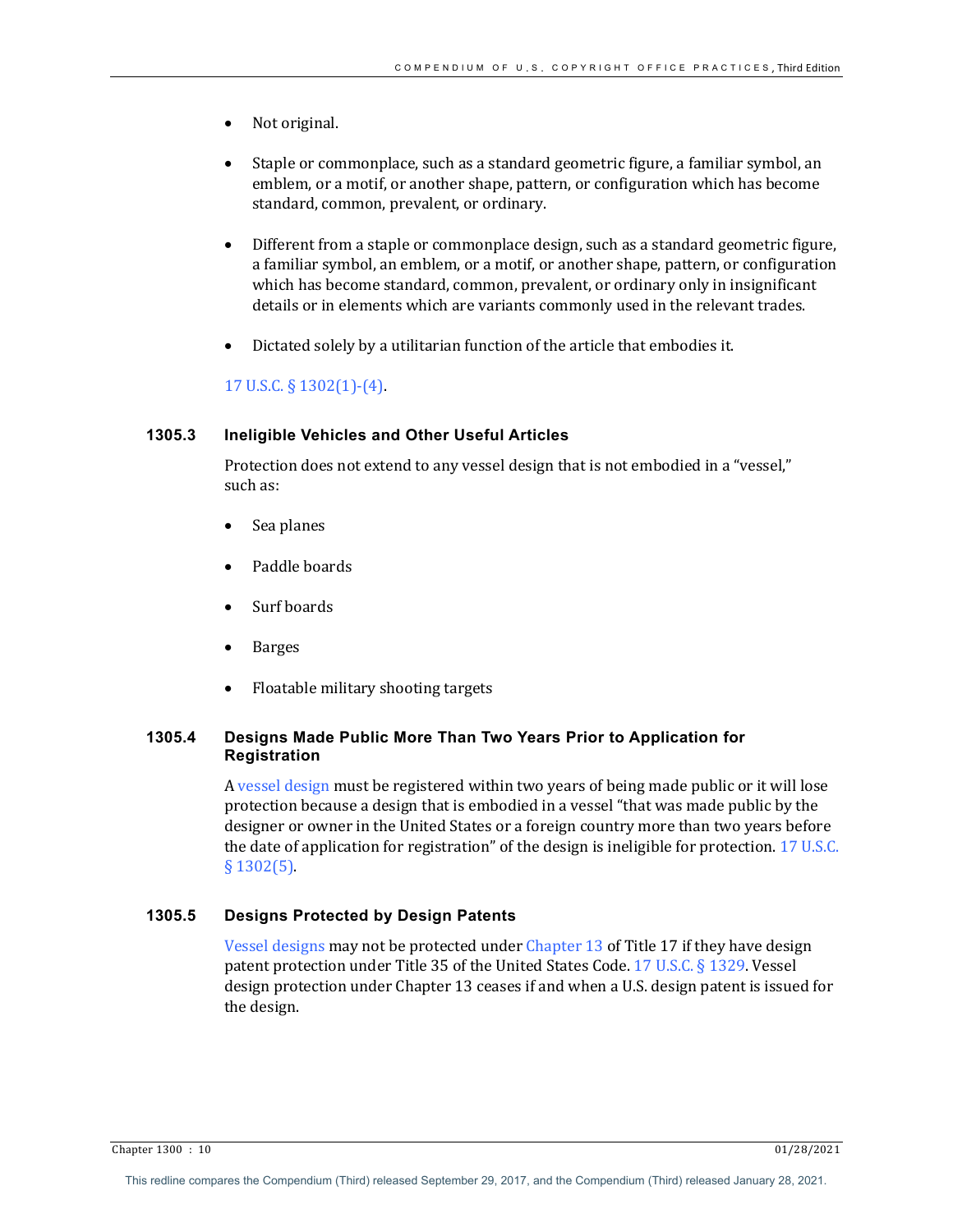- Not original.

- Staple or commonplace, such as a standard geometric figure, a familiar symbol, an emblem, or a motif, or another shape, pattern, or configuration which has become standard, common, prevalent, or ordinary.

- Different from a staple or commonplace design, such as a standard geometric figure, a familiar symbol, an emblem, or a motif, or another shape, pattern, or configuration which has become standard, common, prevalent, or ordinary only in insignificant details or in elements which are variants commonly used in the relevant trades.

- Dictated solely by a utilitarian function of the article that embodies it.

17 U.S.C. § 1302(1)-(4).

### 1305.3 Ineligible Vehicles and Other Useful Articles

Protection does not extend to any vessel design that is not embodied in a "vessel," such as:

- Sea planes

- Paddle boards

- Surf boards

- Barges

- Floatable military shooting targets

### 1305.4 Designs Made Public More Than Two Years Prior to Application for Registration

A vessel design must be registered within two years of being made public or it will lose protection because a design that is embodied in a vessel "that was made public by the designer or owner in the United States or a foreign country more than two years before the date of application for registration" of the design is ineligible for protection. 17 U.S.C. § 1302(5).

### 1305.5 Designs Protected by Design Patents

Vessel designs may not be protected under Chapter 13 of Title 17 if they have design patent protection under Title 35 of the United States Code. 17 U.S.C. § 1329. Vessel design protection under Chapter 13 ceases if and when a U.S. design patent is issued for the design.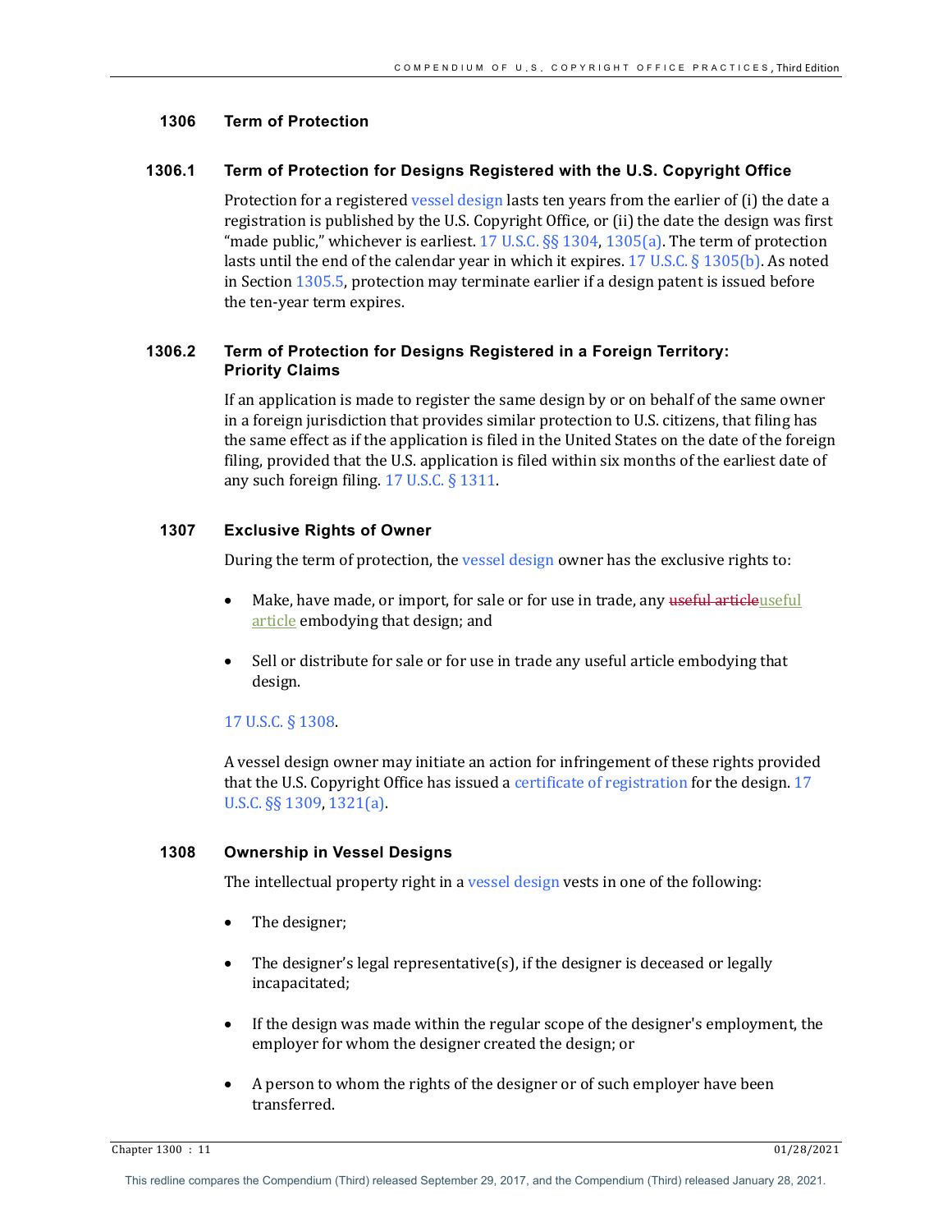## 1306 Term of Protection

### 1306.1 Term of Protection for Designs Registered with the U.S. Copyright Office

Protection for a registered vessel design lasts ten years from the earlier of (i) the date a registration is published by the U.S. Copyright Office, or (ii) the date the design was first "made public," whichever is earliest. 17 U.S.C. §§ 1304, 1305(a). The term of protection lasts until the end of the calendar year in which it expires. 17 U.S.C. § 1305(b). As noted in Section 1305.5, protection may terminate earlier if a design patent is issued before the ten-year term expires.

### 1306.2 Term of Protection for Designs Registered in a Foreign Territory: Priority Claims

If an application is made to register the same design by or on behalf of the same owner in a foreign jurisdiction that provides similar protection to U.S. citizens, that filing has the same effect as if the application is filed in the United States on the date of the foreign filing, provided that the U.S. application is filed within six months of the earliest date of any such foreign filing. 17 U.S.C. § 1311.

## 1307 Exclusive Rights of Owner

During the term of protection, the vessel design owner has the exclusive rights to:

- Make, have made, or import, for sale or for use in trade, any ~~useful article~~useful article embodying that design; and
- Sell or distribute for sale or for use in trade any useful article embodying that design.

17 U.S.C. § 1308.

A vessel design owner may initiate an action for infringement of these rights provided that the U.S. Copyright Office has issued a certificate of registration for the design. 17 U.S.C. §§ 1309, 1321(a).

## 1308 Ownership in Vessel Designs

The intellectual property right in a vessel design vests in one of the following:

- The designer;
- The designer's legal representative(s), if the designer is deceased or legally incapacitated;
- If the design was made within the regular scope of the designer's employment, the employer for whom the designer created the design; or
- A person to whom the rights of the designer or of such employer have been transferred.

This redline compares the Compendium (Third) released September 29, 2017, and the Compendium (Third) released January 28, 2021.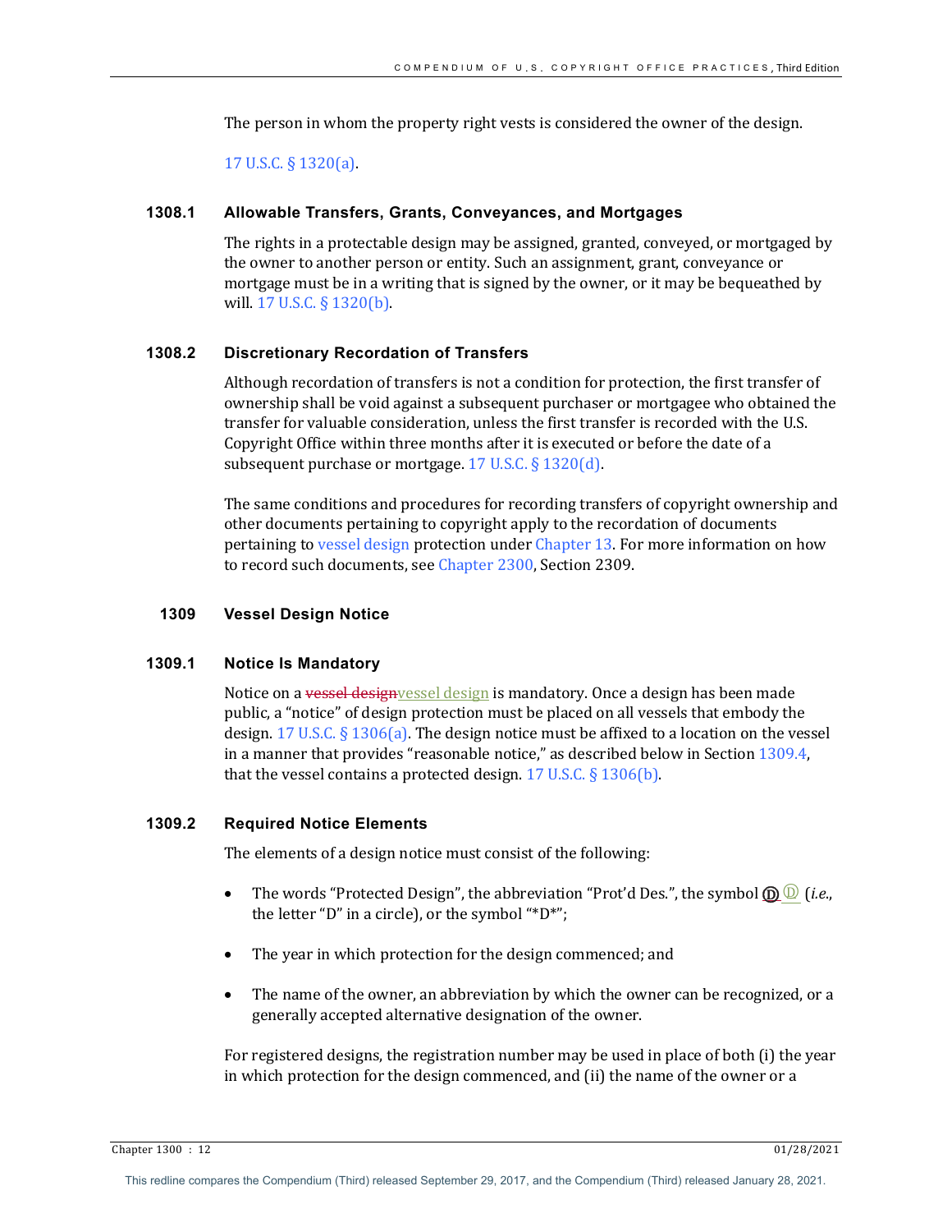The person in whom the property right vests is considered the owner of the design.

17 U.S.C. § 1320(a).

### 1308.1 Allowable Transfers, Grants, Conveyances, and Mortgages

The rights in a protectable design may be assigned, granted, conveyed, or mortgaged by the owner to another person or entity. Such an assignment, grant, conveyance or mortgage must be in a writing that is signed by the owner, or it may be bequeathed by will. 17 U.S.C. § 1320(b).

### 1308.2 Discretionary Recordation of Transfers

Although recordation of transfers is not a condition for protection, the first transfer of ownership shall be void against a subsequent purchaser or mortgagee who obtained the transfer for valuable consideration, unless the first transfer is recorded with the U.S. Copyright Office within three months after it is executed or before the date of a subsequent purchase or mortgage. 17 U.S.C. § 1320(d).

The same conditions and procedures for recording transfers of copyright ownership and other documents pertaining to copyright apply to the recordation of documents pertaining to vessel design protection under Chapter 13. For more information on how to record such documents, see Chapter 2300, Section 2309.

## 1309 Vessel Design Notice

### 1309.1 Notice Is Mandatory

Notice on a ~~vessel design~~vessel design is mandatory. Once a design has been made public, a "notice" of design protection must be placed on all vessels that embody the design. 17 U.S.C. § 1306(a). The design notice must be affixed to a location on the vessel in a manner that provides "reasonable notice," as described below in Section 1309.4, that the vessel contains a protected design. 17 U.S.C. § 1306(b).

### 1309.2 Required Notice Elements

The elements of a design notice must consist of the following:

- The words "Protected Design", the abbreviation "Prot'd Des.", the symbol ~~Ⓓ~~ Ⓓ (*i.e.*, the letter "D" in a circle), or the symbol "*D*";
- The year in which protection for the design commenced; and
- The name of the owner, an abbreviation by which the owner can be recognized, or a generally accepted alternative designation of the owner.

For registered designs, the registration number may be used in place of both (i) the year in which protection for the design commenced, and (ii) the name of the owner or a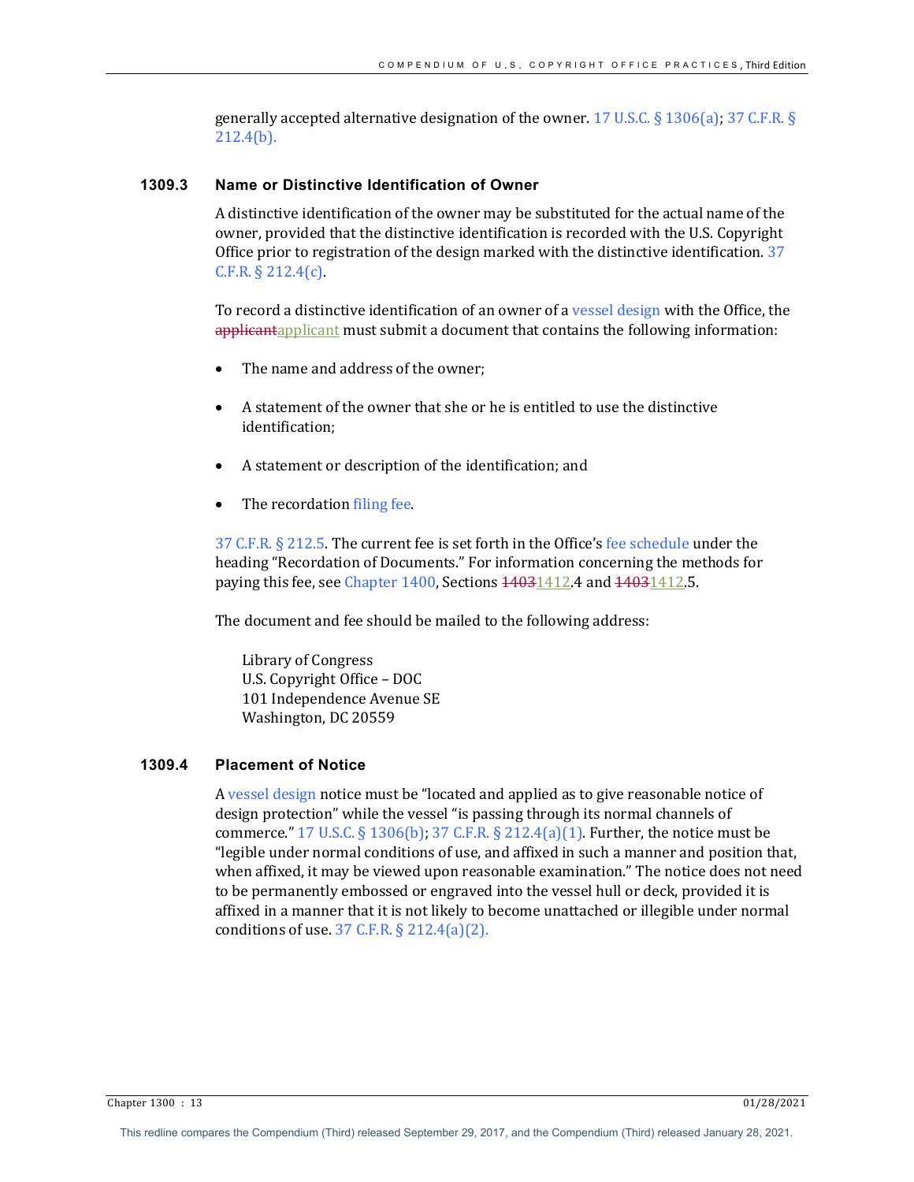generally accepted alternative designation of the owner. 17 U.S.C. § 1306(a); 37 C.F.R. § 212.4(b).

### 1309.3 Name or Distinctive Identification of Owner

A distinctive identification of the owner may be substituted for the actual name of the owner, provided that the distinctive identification is recorded with the U.S. Copyright Office prior to registration of the design marked with the distinctive identification. 37 C.F.R. § 212.4(c).

To record a distinctive identification of an owner of a vessel design with the Office, the ~~applicant~~applicant must submit a document that contains the following information:

- The name and address of the owner;
- A statement of the owner that she or he is entitled to use the distinctive identification;
- A statement or description of the identification; and
- The recordation filing fee.

37 C.F.R. § 212.5. The current fee is set forth in the Office's fee schedule under the heading "Recordation of Documents." For information concerning the methods for paying this fee, see Chapter 1400, Sections ~~1403~~1412.4 and ~~1403~~1412.5.

The document and fee should be mailed to the following address:

Library of Congress
U.S. Copyright Office – DOC
101 Independence Avenue SE
Washington, DC 20559

### 1309.4 Placement of Notice

A vessel design notice must be "located and applied as to give reasonable notice of design protection" while the vessel "is passing through its normal channels of commerce." 17 U.S.C. § 1306(b); 37 C.F.R. § 212.4(a)(1). Further, the notice must be "legible under normal conditions of use, and affixed in such a manner and position that, when affixed, it may be viewed upon reasonable examination." The notice does not need to be permanently embossed or engraved into the vessel hull or deck, provided it is affixed in a manner that it is not likely to become unattached or illegible under normal conditions of use. 37 C.F.R. § 212.4(a)(2).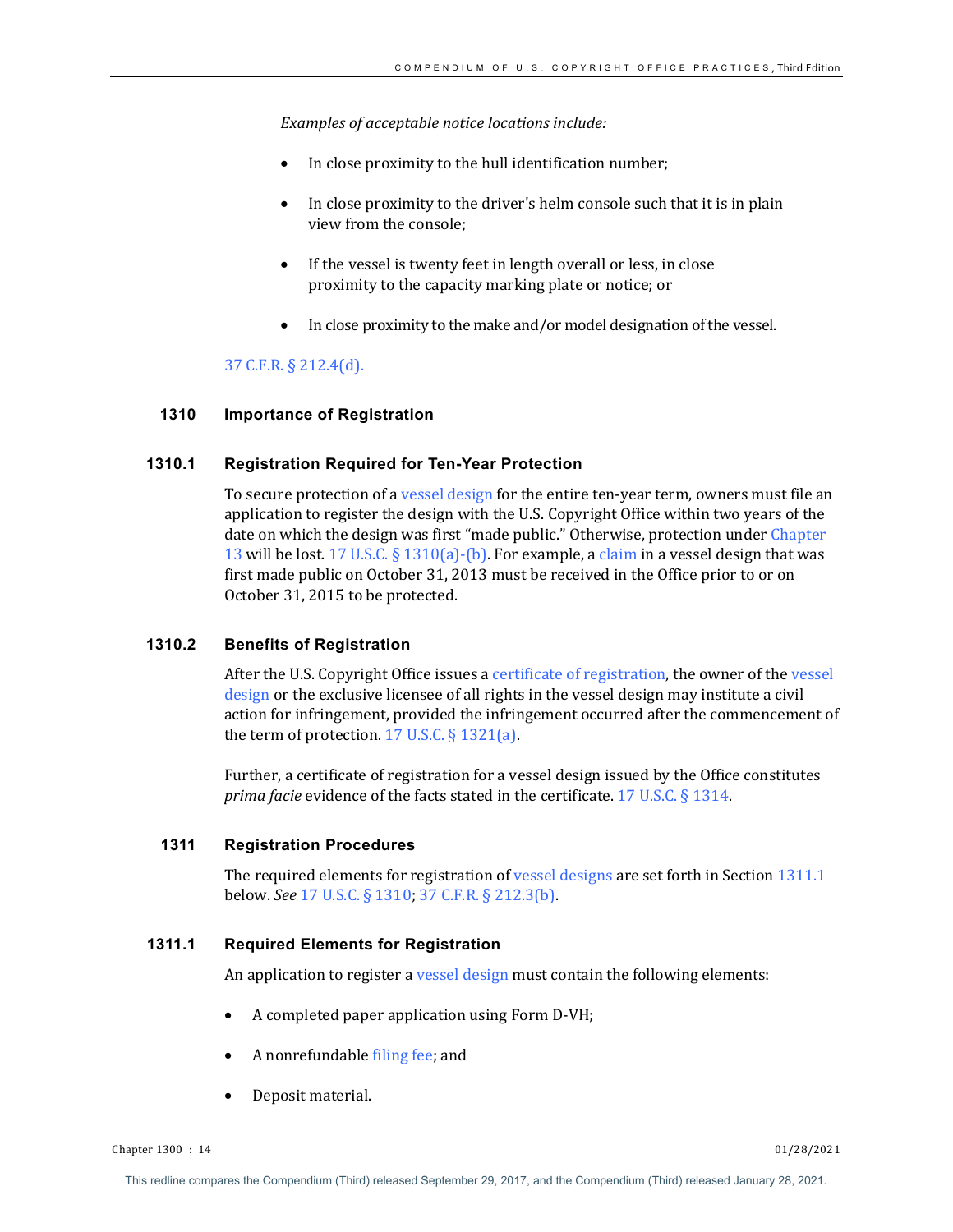*Examples of acceptable notice locations include:*

- In close proximity to the hull identification number;
- In close proximity to the driver's helm console such that it is in plain view from the console;
- If the vessel is twenty feet in length overall or less, in close proximity to the capacity marking plate or notice; or
- In close proximity to the make and/or model designation of the vessel.

37 C.F.R. § 212.4(d).

## 1310 Importance of Registration

### 1310.1 Registration Required for Ten-Year Protection

To secure protection of a vessel design for the entire ten-year term, owners must file an application to register the design with the U.S. Copyright Office within two years of the date on which the design was first "made public." Otherwise, protection under Chapter 13 will be lost. 17 U.S.C. § 1310(a)-(b). For example, a claim in a vessel design that was first made public on October 31, 2013 must be received in the Office prior to or on October 31, 2015 to be protected.

### 1310.2 Benefits of Registration

After the U.S. Copyright Office issues a certificate of registration, the owner of the vessel design or the exclusive licensee of all rights in the vessel design may institute a civil action for infringement, provided the infringement occurred after the commencement of the term of protection. 17 U.S.C. § 1321(a).

Further, a certificate of registration for a vessel design issued by the Office constitutes *prima facie* evidence of the facts stated in the certificate. 17 U.S.C. § 1314.

## 1311 Registration Procedures

The required elements for registration of vessel designs are set forth in Section 1311.1 below. *See* 17 U.S.C. § 1310; 37 C.F.R. § 212.3(b).

### 1311.1 Required Elements for Registration

An application to register a vessel design must contain the following elements:

- A completed paper application using Form D-VH;
- A nonrefundable filing fee; and
- Deposit material.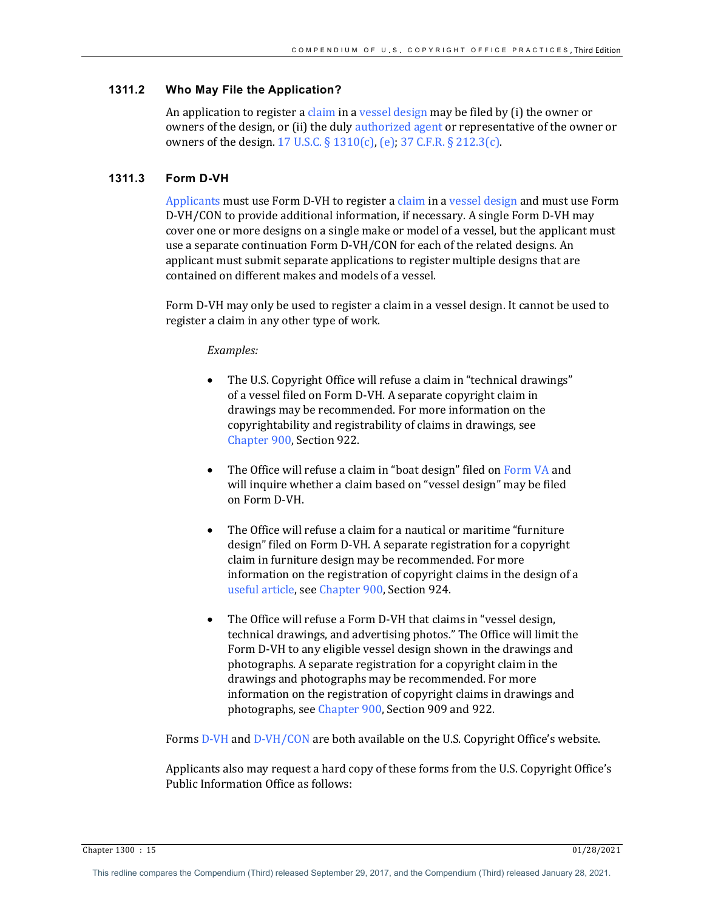### 1311.2 Who May File the Application?

An application to register a claim in a vessel design may be filed by (i) the owner or owners of the design, or (ii) the duly authorized agent or representative of the owner or owners of the design. 17 U.S.C. § 1310(c), (e); 37 C.F.R. § 212.3(c).

### 1311.3 Form D-VH

Applicants must use Form D-VH to register a claim in a vessel design and must use Form D-VH/CON to provide additional information, if necessary. A single Form D-VH may cover one or more designs on a single make or model of a vessel, but the applicant must use a separate continuation Form D-VH/CON for each of the related designs. An applicant must submit separate applications to register multiple designs that are contained on different makes and models of a vessel.

Form D-VH may only be used to register a claim in a vessel design. It cannot be used to register a claim in any other type of work.

*Examples:*

- The U.S. Copyright Office will refuse a claim in "technical drawings" of a vessel filed on Form D-VH. A separate copyright claim in drawings may be recommended. For more information on the copyrightability and registrability of claims in drawings, see Chapter 900, Section 922.
- The Office will refuse a claim in "boat design" filed on Form VA and will inquire whether a claim based on "vessel design" may be filed on Form D-VH.
- The Office will refuse a claim for a nautical or maritime "furniture design" filed on Form D-VH. A separate registration for a copyright claim in furniture design may be recommended. For more information on the registration of copyright claims in the design of a useful article, see Chapter 900, Section 924.
- The Office will refuse a Form D-VH that claims in "vessel design, technical drawings, and advertising photos." The Office will limit the Form D-VH to any eligible vessel design shown in the drawings and photographs. A separate registration for a copyright claim in the drawings and photographs may be recommended. For more information on the registration of copyright claims in drawings and photographs, see Chapter 900, Section 909 and 922.

Forms D-VH and D-VH/CON are both available on the U.S. Copyright Office's website.

Applicants also may request a hard copy of these forms from the U.S. Copyright Office's Public Information Office as follows: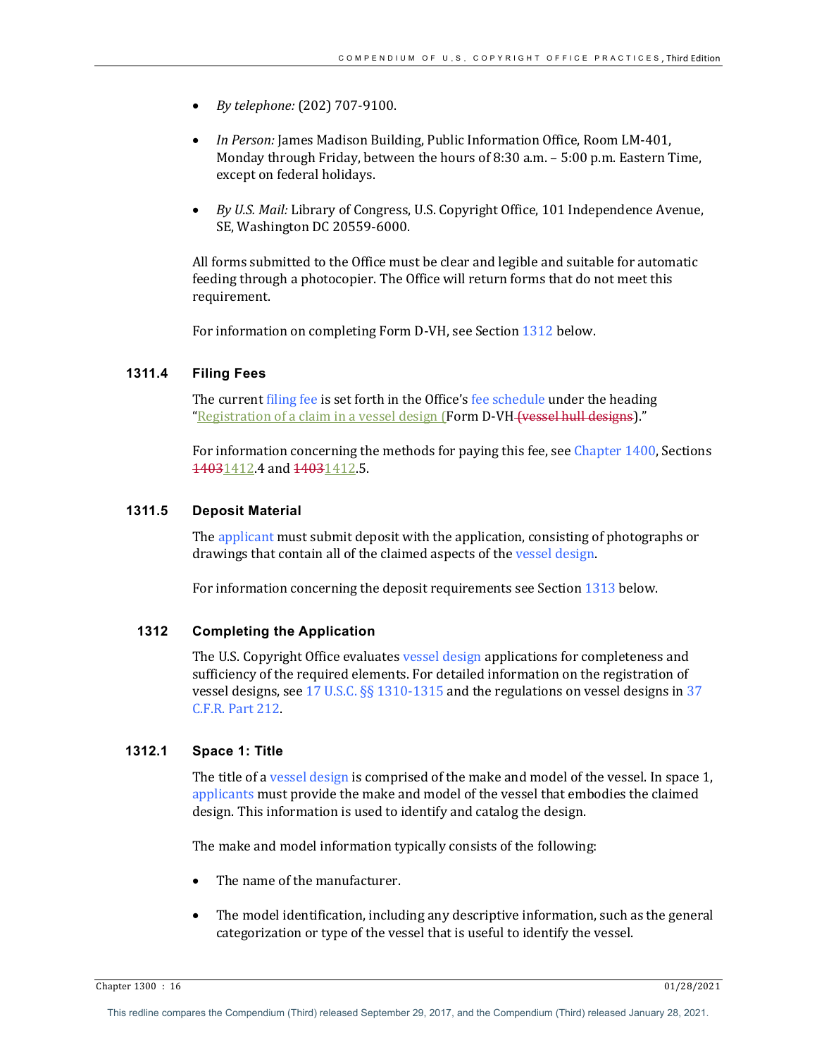- *By telephone:* (202) 707-9100.

- *In Person:* James Madison Building, Public Information Office, Room LM-401, Monday through Friday, between the hours of 8:30 a.m. – 5:00 p.m. Eastern Time, except on federal holidays.

- *By U.S. Mail:* Library of Congress, U.S. Copyright Office, 101 Independence Avenue, SE, Washington DC 20559-6000.

All forms submitted to the Office must be clear and legible and suitable for automatic feeding through a photocopier. The Office will return forms that do not meet this requirement.

For information on completing Form D-VH, see Section 1312 below.

### 1311.4 Filing Fees

The current filing fee is set forth in the Office's fee schedule under the heading "Registration of a claim in a vessel design (Form D-VH ~~(vessel hull designs~~)."

For information concerning the methods for paying this fee, see Chapter 1400, Sections ~~1403~~1412.4 and ~~1403~~1412.5.

### 1311.5 Deposit Material

The applicant must submit deposit with the application, consisting of photographs or drawings that contain all of the claimed aspects of the vessel design.

For information concerning the deposit requirements see Section 1313 below.

## 1312 Completing the Application

The U.S. Copyright Office evaluates vessel design applications for completeness and sufficiency of the required elements. For detailed information on the registration of vessel designs, see 17 U.S.C. §§ 1310-1315 and the regulations on vessel designs in 37 C.F.R. Part 212.

### 1312.1 Space 1: Title

The title of a vessel design is comprised of the make and model of the vessel. In space 1, applicants must provide the make and model of the vessel that embodies the claimed design. This information is used to identify and catalog the design.

The make and model information typically consists of the following:

- The name of the manufacturer.

- The model identification, including any descriptive information, such as the general categorization or type of the vessel that is useful to identify the vessel.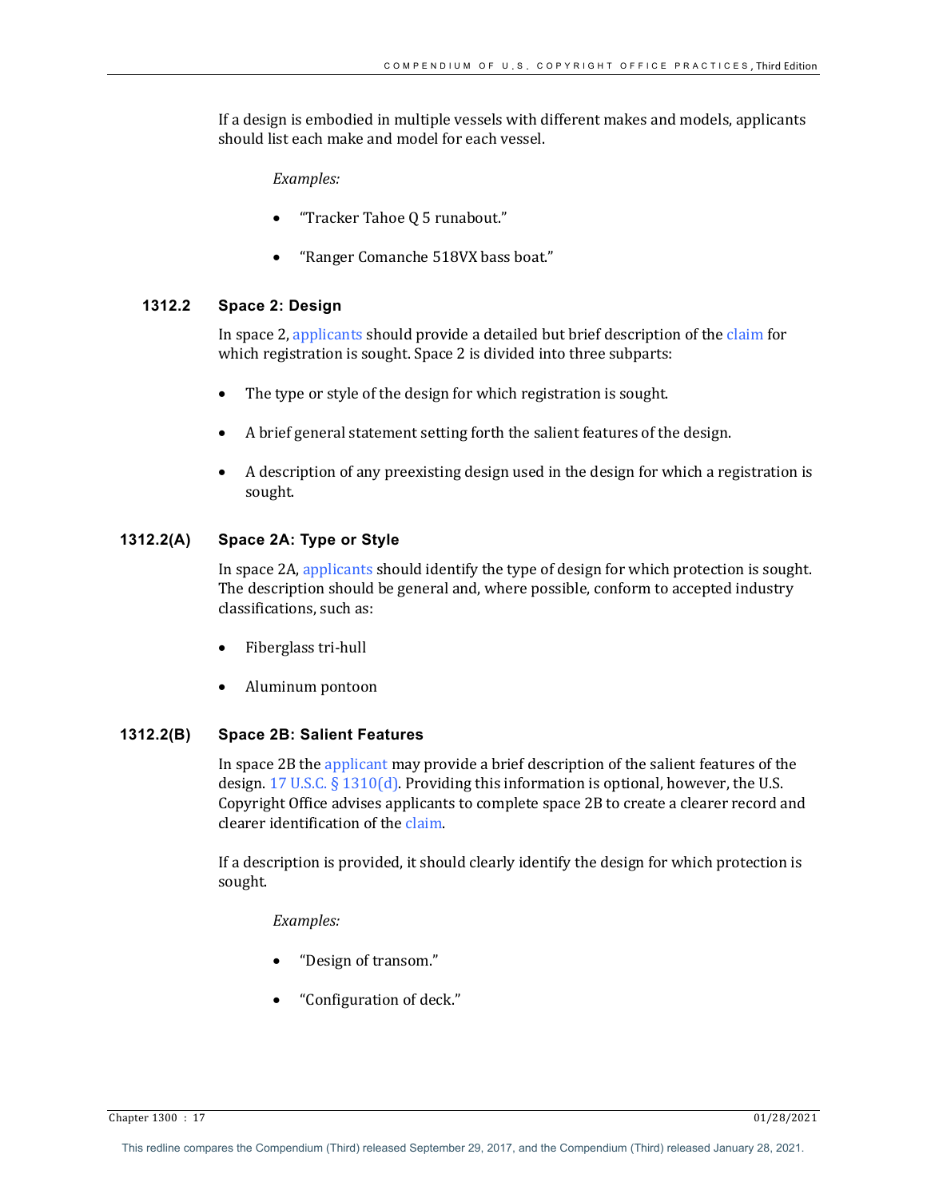If a design is embodied in multiple vessels with different makes and models, applicants should list each make and model for each vessel.

*Examples:*

- "Tracker Tahoe Q 5 runabout."
- "Ranger Comanche 518VX bass boat."

### 1312.2 Space 2: Design

In space 2, applicants should provide a detailed but brief description of the claim for which registration is sought. Space 2 is divided into three subparts:

- The type or style of the design for which registration is sought.
- A brief general statement setting forth the salient features of the design.
- A description of any preexisting design used in the design for which a registration is sought.

### 1312.2(A) Space 2A: Type or Style

In space 2A, applicants should identify the type of design for which protection is sought. The description should be general and, where possible, conform to accepted industry classifications, such as:

- Fiberglass tri-hull
- Aluminum pontoon

### 1312.2(B) Space 2B: Salient Features

In space 2B the applicant may provide a brief description of the salient features of the design. 17 U.S.C. § 1310(d). Providing this information is optional, however, the U.S. Copyright Office advises applicants to complete space 2B to create a clearer record and clearer identification of the claim.

If a description is provided, it should clearly identify the design for which protection is sought.

*Examples:*

- "Design of transom."
- "Configuration of deck."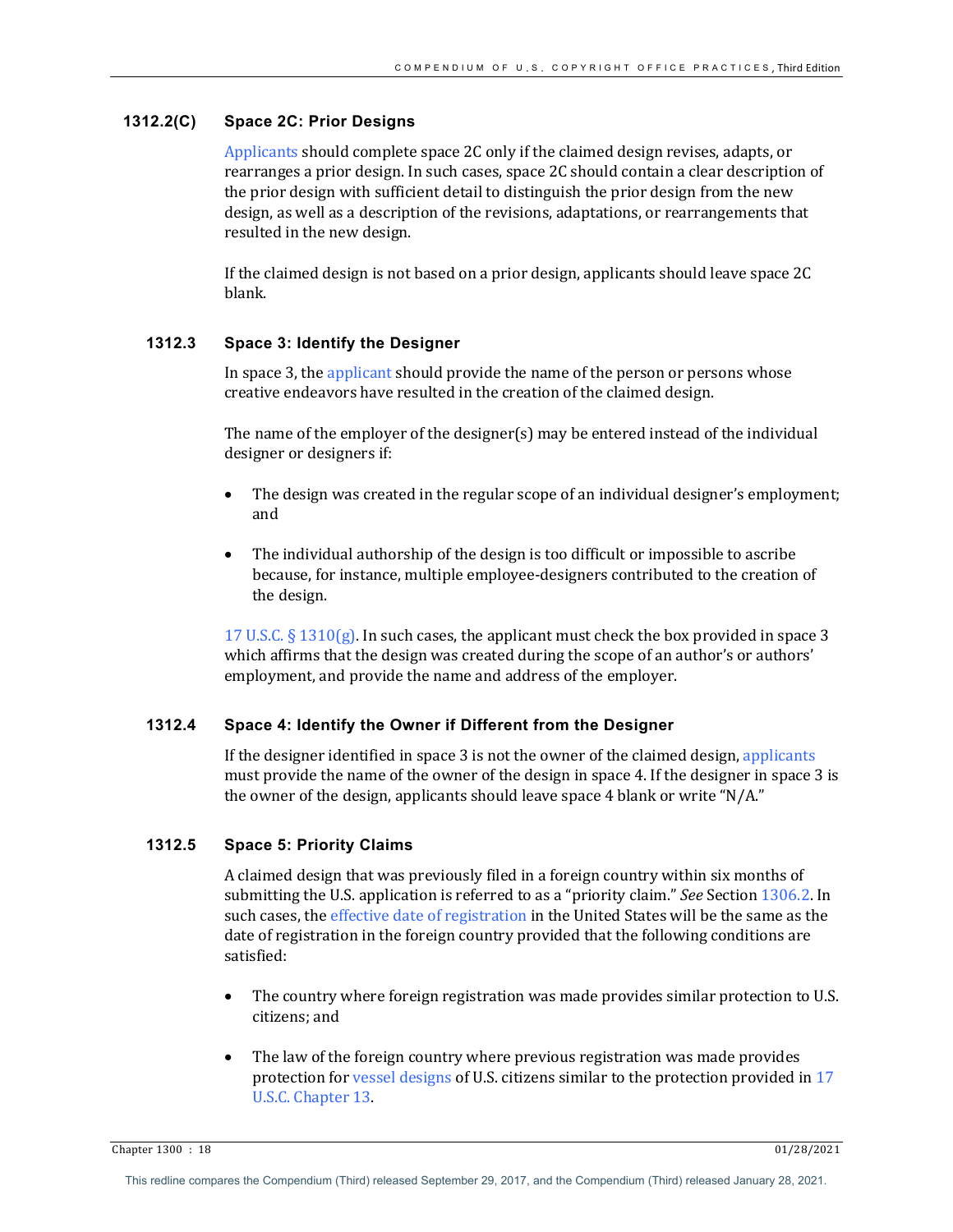### 1312.2(C) Space 2C: Prior Designs

Applicants should complete space 2C only if the claimed design revises, adapts, or rearranges a prior design. In such cases, space 2C should contain a clear description of the prior design with sufficient detail to distinguish the prior design from the new design, as well as a description of the revisions, adaptations, or rearrangements that resulted in the new design.

If the claimed design is not based on a prior design, applicants should leave space 2C blank.

### 1312.3 Space 3: Identify the Designer

In space 3, the applicant should provide the name of the person or persons whose creative endeavors have resulted in the creation of the claimed design.

The name of the employer of the designer(s) may be entered instead of the individual designer or designers if:

- The design was created in the regular scope of an individual designer's employment; and
- The individual authorship of the design is too difficult or impossible to ascribe because, for instance, multiple employee-designers contributed to the creation of the design.

17 U.S.C. § 1310(g). In such cases, the applicant must check the box provided in space 3 which affirms that the design was created during the scope of an author's or authors' employment, and provide the name and address of the employer.

### 1312.4 Space 4: Identify the Owner if Different from the Designer

If the designer identified in space 3 is not the owner of the claimed design, applicants must provide the name of the owner of the design in space 4. If the designer in space 3 is the owner of the design, applicants should leave space 4 blank or write "N/A."

### 1312.5 Space 5: Priority Claims

A claimed design that was previously filed in a foreign country within six months of submitting the U.S. application is referred to as a "priority claim." *See* Section 1306.2. In such cases, the effective date of registration in the United States will be the same as the date of registration in the foreign country provided that the following conditions are satisfied:

- The country where foreign registration was made provides similar protection to U.S. citizens; and
- The law of the foreign country where previous registration was made provides protection for vessel designs of U.S. citizens similar to the protection provided in 17 U.S.C. Chapter 13.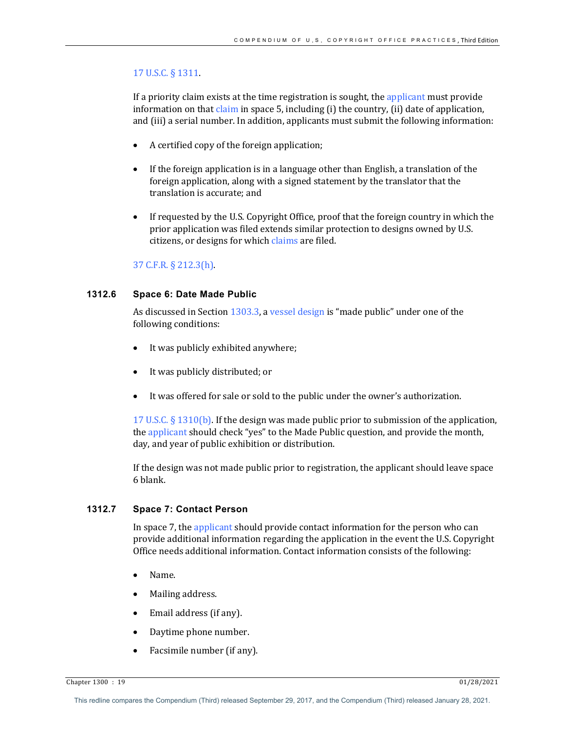17 U.S.C. § 1311.

If a priority claim exists at the time registration is sought, the applicant must provide information on that claim in space 5, including (i) the country, (ii) date of application, and (iii) a serial number. In addition, applicants must submit the following information:

- A certified copy of the foreign application;
- If the foreign application is in a language other than English, a translation of the foreign application, along with a signed statement by the translator that the translation is accurate; and
- If requested by the U.S. Copyright Office, proof that the foreign country in which the prior application was filed extends similar protection to designs owned by U.S. citizens, or designs for which claims are filed.

37 C.F.R. § 212.3(h).

### 1312.6 Space 6: Date Made Public

As discussed in Section 1303.3, a vessel design is "made public" under one of the following conditions:

- It was publicly exhibited anywhere;
- It was publicly distributed; or
- It was offered for sale or sold to the public under the owner's authorization.

17 U.S.C. § 1310(b). If the design was made public prior to submission of the application, the applicant should check "yes" to the Made Public question, and provide the month, day, and year of public exhibition or distribution.

If the design was not made public prior to registration, the applicant should leave space 6 blank.

### 1312.7 Space 7: Contact Person

In space 7, the applicant should provide contact information for the person who can provide additional information regarding the application in the event the U.S. Copyright Office needs additional information. Contact information consists of the following:

- Name.
- Mailing address.
- Email address (if any).
- Daytime phone number.
- Facsimile number (if any).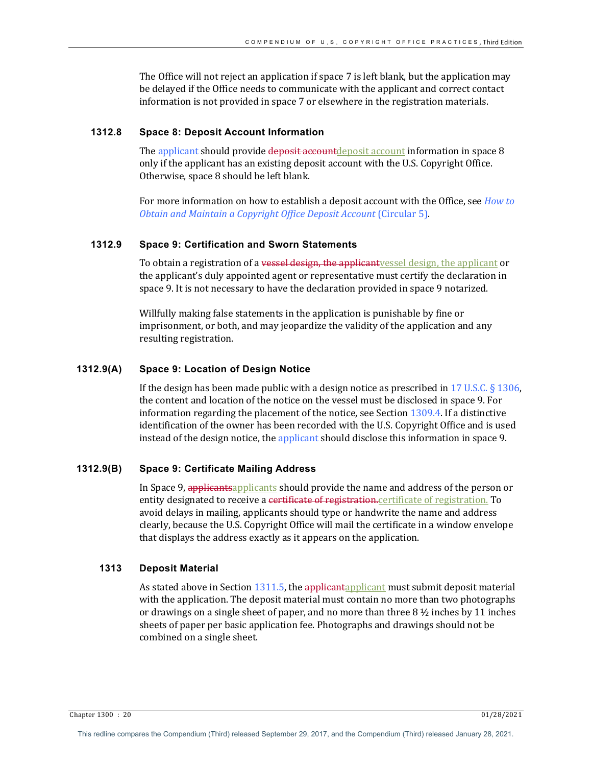The Office will not reject an application if space 7 is left blank, but the application may be delayed if the Office needs to communicate with the applicant and correct contact information is not provided in space 7 or elsewhere in the registration materials.

### 1312.8 Space 8: Deposit Account Information

The applicant should provide ~~deposit account~~deposit account information in space 8 only if the applicant has an existing deposit account with the U.S. Copyright Office. Otherwise, space 8 should be left blank.

For more information on how to establish a deposit account with the Office, see *How to Obtain and Maintain a Copyright Office Deposit Account* (Circular 5).

### 1312.9 Space 9: Certification and Sworn Statements

To obtain a registration of a ~~vessel design, the applicant~~vessel design, the applicant or the applicant's duly appointed agent or representative must certify the declaration in space 9. It is not necessary to have the declaration provided in space 9 notarized.

Willfully making false statements in the application is punishable by fine or imprisonment, or both, and may jeopardize the validity of the application and any resulting registration.

### 1312.9(A) Space 9: Location of Design Notice

If the design has been made public with a design notice as prescribed in 17 U.S.C. § 1306, the content and location of the notice on the vessel must be disclosed in space 9. For information regarding the placement of the notice, see Section 1309.4. If a distinctive identification of the owner has been recorded with the U.S. Copyright Office and is used instead of the design notice, the applicant should disclose this information in space 9.

### 1312.9(B) Space 9: Certificate Mailing Address

In Space 9, ~~applicants~~applicants should provide the name and address of the person or entity designated to receive a ~~certificate of registration.~~certificate of registration. To avoid delays in mailing, applicants should type or handwrite the name and address clearly, because the U.S. Copyright Office will mail the certificate in a window envelope that displays the address exactly as it appears on the application.

### 1313 Deposit Material

As stated above in Section 1311.5, the ~~applicant~~applicant must submit deposit material with the application. The deposit material must contain no more than two photographs or drawings on a single sheet of paper, and no more than three 8 ½ inches by 11 inches sheets of paper per basic application fee. Photographs and drawings should not be combined on a single sheet.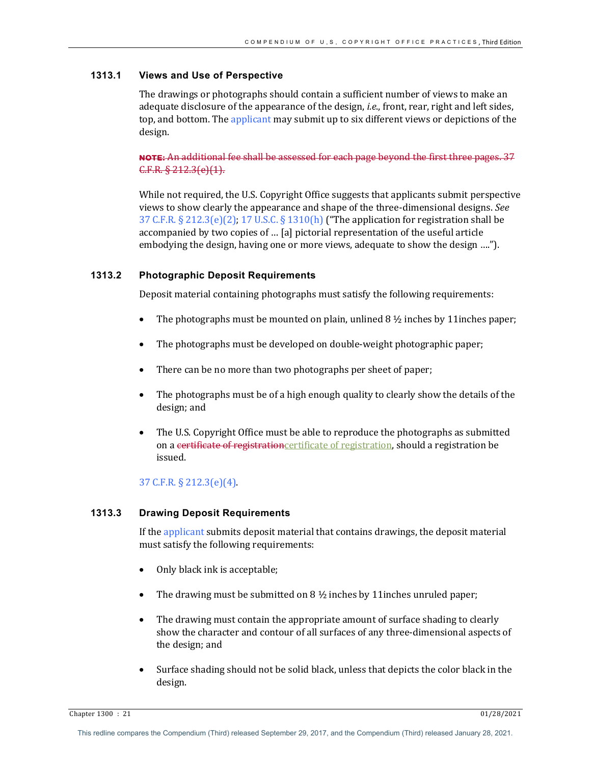### 1313.1 Views and Use of Perspective

The drawings or photographs should contain a sufficient number of views to make an adequate disclosure of the appearance of the design, *i.e*., front, rear, right and left sides, top, and bottom. The applicant may submit up to six different views or depictions of the design.

~~**NOTE:** An additional fee shall be assessed for each page beyond the first three pages. 37 C.F.R. § 212.3(e)(1).~~

While not required, the U.S. Copyright Office suggests that applicants submit perspective views to show clearly the appearance and shape of the three-dimensional designs. *See* 37 C.F.R. § 212.3(e)(2); 17 U.S.C. § 1310(h) ("The application for registration shall be accompanied by two copies of … [a] pictorial representation of the useful article embodying the design, having one or more views, adequate to show the design ….").

### 1313.2 Photographic Deposit Requirements

Deposit material containing photographs must satisfy the following requirements:

- The photographs must be mounted on plain, unlined 8 ½ inches by 11inches paper;
- The photographs must be developed on double-weight photographic paper;
- There can be no more than two photographs per sheet of paper;
- The photographs must be of a high enough quality to clearly show the details of the design; and
- The U.S. Copyright Office must be able to reproduce the photographs as submitted on a ~~certificate of registration~~certificate of registration, should a registration be issued.

37 C.F.R. § 212.3(e)(4).

### 1313.3 Drawing Deposit Requirements

If the applicant submits deposit material that contains drawings, the deposit material must satisfy the following requirements:

- Only black ink is acceptable;
- The drawing must be submitted on 8 ½ inches by 11inches unruled paper;
- The drawing must contain the appropriate amount of surface shading to clearly show the character and contour of all surfaces of any three-dimensional aspects of the design; and
- Surface shading should not be solid black, unless that depicts the color black in the design.

This redline compares the Compendium (Third) released September 29, 2017, and the Compendium (Third) released January 28, 2021.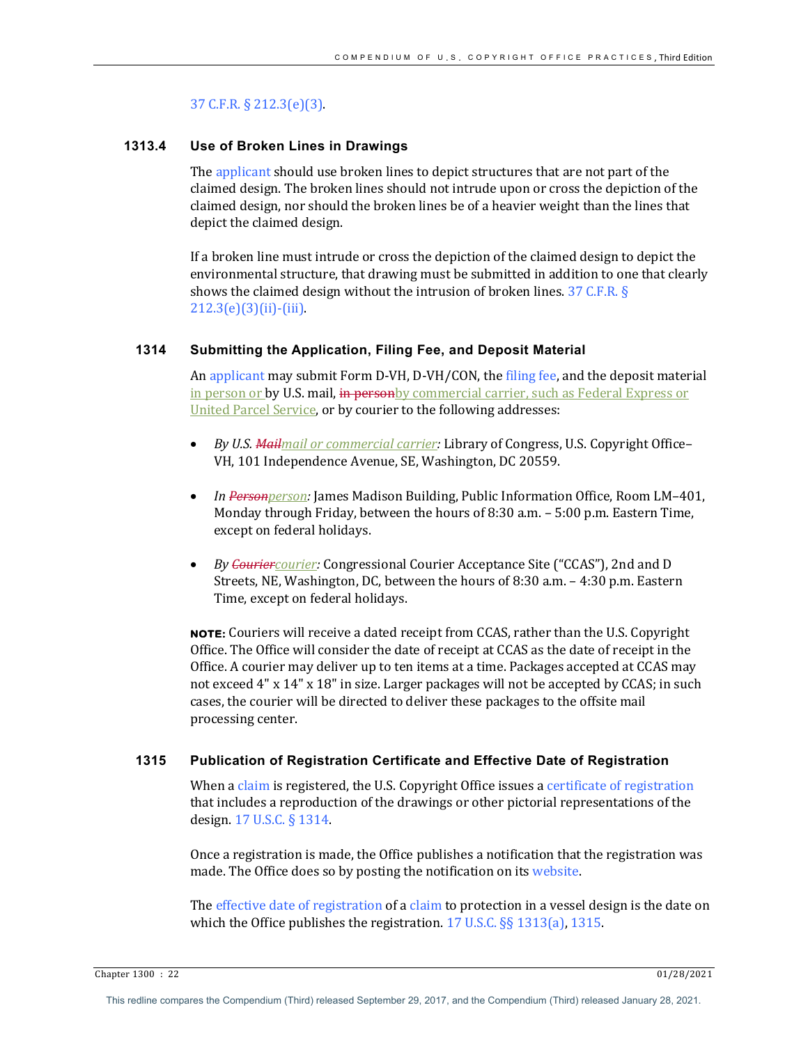37 C.F.R. § 212.3(e)(3).

### 1313.4 Use of Broken Lines in Drawings

The applicant should use broken lines to depict structures that are not part of the claimed design. The broken lines should not intrude upon or cross the depiction of the claimed design, nor should the broken lines be of a heavier weight than the lines that depict the claimed design.

If a broken line must intrude or cross the depiction of the claimed design to depict the environmental structure, that drawing must be submitted in addition to one that clearly shows the claimed design without the intrusion of broken lines. 37 C.F.R. § 212.3(e)(3)(ii)-(iii).

## 1314 Submitting the Application, Filing Fee, and Deposit Material

An applicant may submit Form D-VH, D-VH/CON, the filing fee, and the deposit material in person or by U.S. mail, ~~in person~~by commercial carrier, such as Federal Express or United Parcel Service, or by courier to the following addresses:

- *By U.S. ~~Mail~~mail or commercial carrier:* Library of Congress, U.S. Copyright Office–VH, 101 Independence Avenue, SE, Washington, DC 20559.
- *In ~~Person~~person:* James Madison Building, Public Information Office, Room LM–401, Monday through Friday, between the hours of 8:30 a.m. – 5:00 p.m. Eastern Time, except on federal holidays.
- *By ~~Courier~~courier:* Congressional Courier Acceptance Site ("CCAS"), 2nd and D Streets, NE, Washington, DC, between the hours of 8:30 a.m. – 4:30 p.m. Eastern Time, except on federal holidays.

**NOTE:** Couriers will receive a dated receipt from CCAS, rather than the U.S. Copyright Office. The Office will consider the date of receipt at CCAS as the date of receipt in the Office. A courier may deliver up to ten items at a time. Packages accepted at CCAS may not exceed 4" x 14" x 18" in size. Larger packages will not be accepted by CCAS; in such cases, the courier will be directed to deliver these packages to the offsite mail processing center.

## 1315 Publication of Registration Certificate and Effective Date of Registration

When a claim is registered, the U.S. Copyright Office issues a certificate of registration that includes a reproduction of the drawings or other pictorial representations of the design. 17 U.S.C. § 1314.

Once a registration is made, the Office publishes a notification that the registration was made. The Office does so by posting the notification on its website.

The effective date of registration of a claim to protection in a vessel design is the date on which the Office publishes the registration. 17 U.S.C. §§ 1313(a), 1315.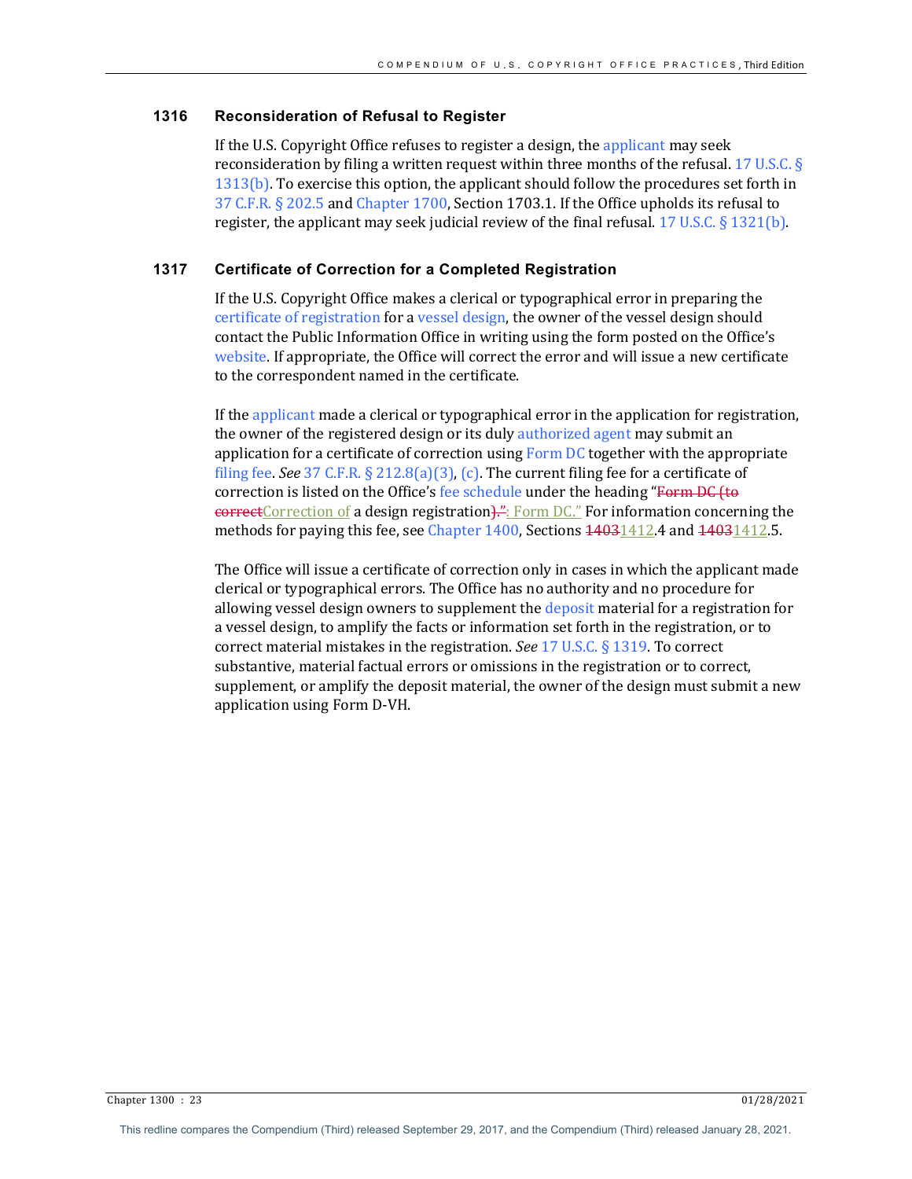## 1316 Reconsideration of Refusal to Register

If the U.S. Copyright Office refuses to register a design, the applicant may seek reconsideration by filing a written request within three months of the refusal. 17 U.S.C. § 1313(b). To exercise this option, the applicant should follow the procedures set forth in 37 C.F.R. § 202.5 and Chapter 1700, Section 1703.1. If the Office upholds its refusal to register, the applicant may seek judicial review of the final refusal. 17 U.S.C. § 1321(b).

## 1317 Certificate of Correction for a Completed Registration

If the U.S. Copyright Office makes a clerical or typographical error in preparing the certificate of registration for a vessel design, the owner of the vessel design should contact the Public Information Office in writing using the form posted on the Office's website. If appropriate, the Office will correct the error and will issue a new certificate to the correspondent named in the certificate.

If the applicant made a clerical or typographical error in the application for registration, the owner of the registered design or its duly authorized agent may submit an application for a certificate of correction using Form DC together with the appropriate filing fee. *See* 37 C.F.R. § 212.8(a)(3), (c). The current filing fee for a certificate of correction is listed on the Office's fee schedule under the heading "~~Form DC (to correct~~Correction of a design registration~~)."~~: Form DC." For information concerning the methods for paying this fee, see Chapter 1400, Sections ~~1403~~1412.4 and ~~1403~~1412.5.

The Office will issue a certificate of correction only in cases in which the applicant made clerical or typographical errors. The Office has no authority and no procedure for allowing vessel design owners to supplement the deposit material for a registration for a vessel design, to amplify the facts or information set forth in the registration, or to correct material mistakes in the registration. *See* 17 U.S.C. § 1319. To correct substantive, material factual errors or omissions in the registration or to correct, supplement, or amplify the deposit material, the owner of the design must submit a new application using Form D-VH.